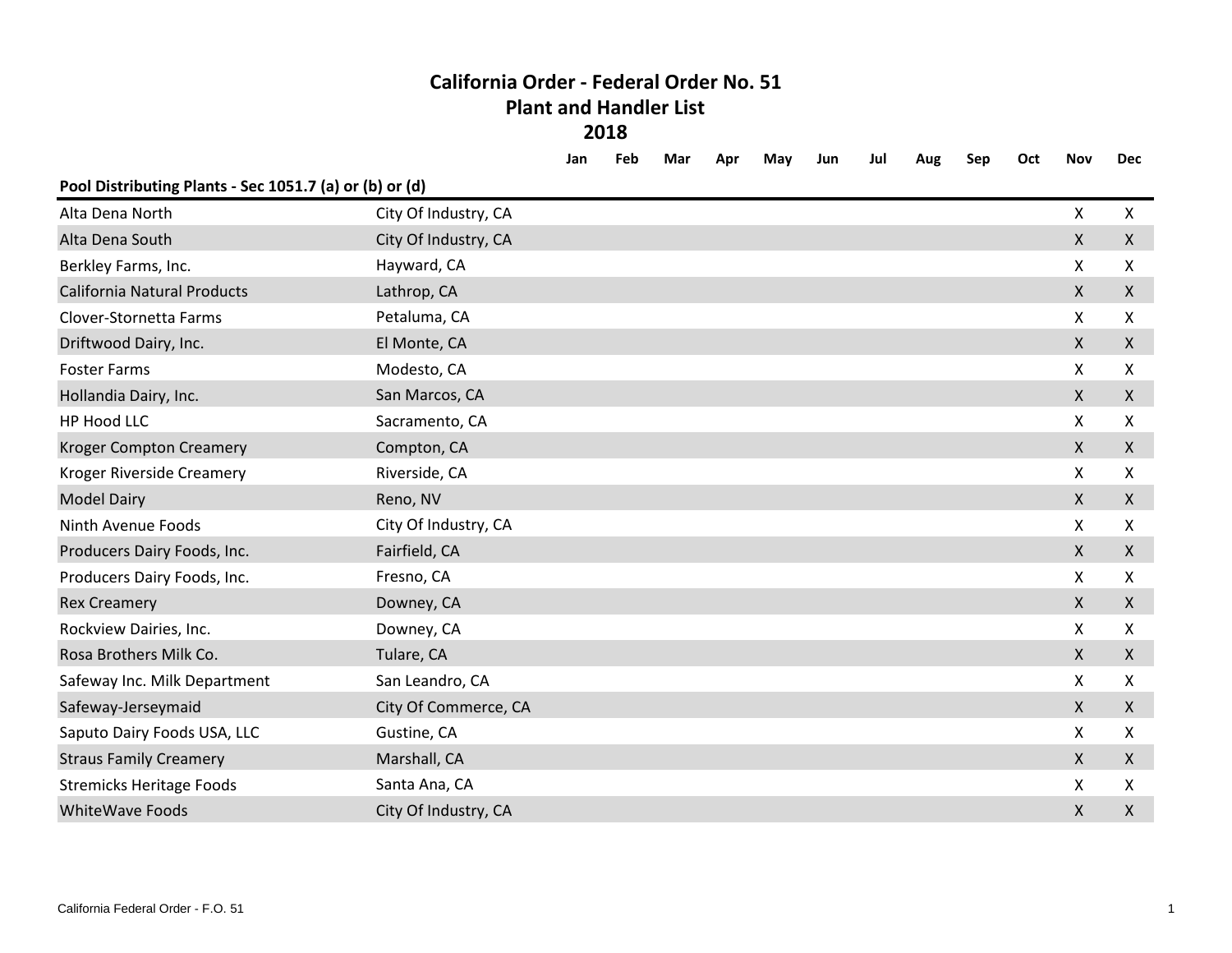# California Order - Federal Order No. 51
## Plant and Handler List
## 2018

| | | Jan | Feb | Mar | Apr | May | Jun | Jul | Aug | Sep | Oct | Nov | Dec |
|---|---|---|---|---|---|---|---|---|---|---|---|---|---|
| **Pool Distributing Plants - Sec 1051.7 (a) or (b) or (d)** | | | | | | | | | | | | | |
| Alta Dena North | City Of Industry, CA | | | | | | | | | | | X | X |
| Alta Dena South | City Of Industry, CA | | | | | | | | | | | X | X |
| Berkley Farms, Inc. | Hayward, CA | | | | | | | | | | | X | X |
| California Natural Products | Lathrop, CA | | | | | | | | | | | X | X |
| Clover-Stornetta Farms | Petaluma, CA | | | | | | | | | | | X | X |
| Driftwood Dairy, Inc. | El Monte, CA | | | | | | | | | | | X | X |
| Foster Farms | Modesto, CA | | | | | | | | | | | X | X |
| Hollandia Dairy, Inc. | San Marcos, CA | | | | | | | | | | | X | X |
| HP Hood LLC | Sacramento, CA | | | | | | | | | | | X | X |
| Kroger Compton Creamery | Compton, CA | | | | | | | | | | | X | X |
| Kroger Riverside Creamery | Riverside, CA | | | | | | | | | | | X | X |
| Model Dairy | Reno, NV | | | | | | | | | | | X | X |
| Ninth Avenue Foods | City Of Industry, CA | | | | | | | | | | | X | X |
| Producers Dairy Foods, Inc. | Fairfield, CA | | | | | | | | | | | X | X |
| Producers Dairy Foods, Inc. | Fresno, CA | | | | | | | | | | | X | X |
| Rex Creamery | Downey, CA | | | | | | | | | | | X | X |
| Rockview Dairies, Inc. | Downey, CA | | | | | | | | | | | X | X |
| Rosa Brothers Milk Co. | Tulare, CA | | | | | | | | | | | X | X |
| Safeway Inc. Milk Department | San Leandro, CA | | | | | | | | | | | X | X |
| Safeway-Jerseymaid | City Of Commerce, CA | | | | | | | | | | | X | X |
| Saputo Dairy Foods USA, LLC | Gustine, CA | | | | | | | | | | | X | X |
| Straus Family Creamery | Marshall, CA | | | | | | | | | | | X | X |
| Stremicks Heritage Foods | Santa Ana, CA | | | | | | | | | | | X | X |
| WhiteWave Foods | City Of Industry, CA | | | | | | | | | | | X | X |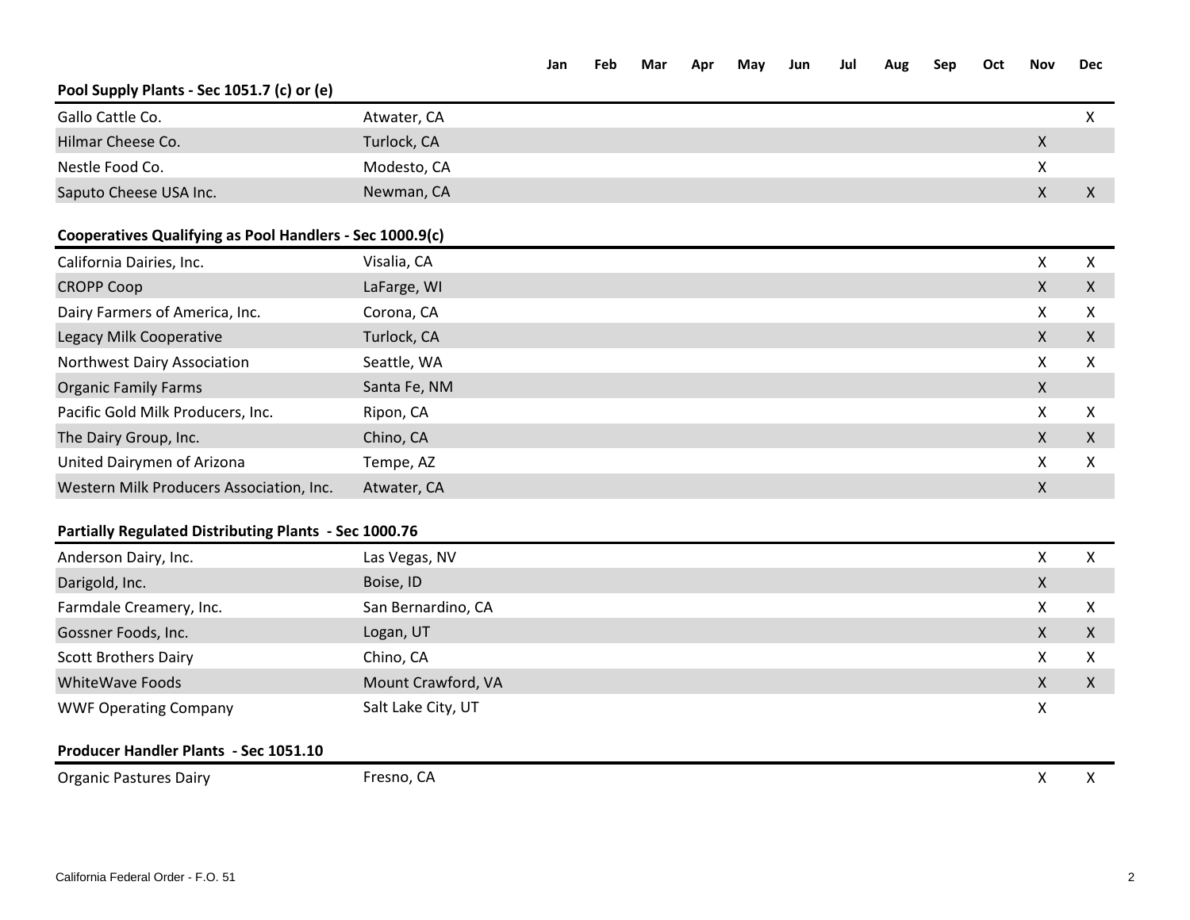| | | Jan | Feb | Mar | Apr | May | Jun | Jul | Aug | Sep | Oct | Nov | Dec |
|---|---|---|---|---|---|---|---|---|---|---|---|---|---|
| **Pool Supply Plants - Sec 1051.7 (c) or (e)** | | | | | | | | | | | | | |
| Gallo Cattle Co. | Atwater, CA | | | | | | | | | | | | X |
| Hilmar Cheese Co. | Turlock, CA | | | | | | | | | | | X | |
| Nestle Food Co. | Modesto, CA | | | | | | | | | | | X | |
| Saputo Cheese USA Inc. | Newman, CA | | | | | | | | | | | X | X |
| **Cooperatives Qualifying as Pool Handlers - Sec 1000.9(c)** | | | | | | | | | | | | | |
| California Dairies, Inc. | Visalia, CA | | | | | | | | | | | X | X |
| CROPP Coop | LaFarge, WI | | | | | | | | | | | X | X |
| Dairy Farmers of America, Inc. | Corona, CA | | | | | | | | | | | X | X |
| Legacy Milk Cooperative | Turlock, CA | | | | | | | | | | | X | X |
| Northwest Dairy Association | Seattle, WA | | | | | | | | | | | X | X |
| Organic Family Farms | Santa Fe, NM | | | | | | | | | | | X | |
| Pacific Gold Milk Producers, Inc. | Ripon, CA | | | | | | | | | | | X | X |
| The Dairy Group, Inc. | Chino, CA | | | | | | | | | | | X | X |
| United Dairymen of Arizona | Tempe, AZ | | | | | | | | | | | X | X |
| Western Milk Producers Association, Inc. | Atwater, CA | | | | | | | | | | | X | |
| **Partially Regulated Distributing Plants - Sec 1000.76** | | | | | | | | | | | | | |
| Anderson Dairy, Inc. | Las Vegas, NV | | | | | | | | | | | X | X |
| Darigold, Inc. | Boise, ID | | | | | | | | | | | X | |
| Farmdale Creamery, Inc. | San Bernardino, CA | | | | | | | | | | | X | X |
| Gossner Foods, Inc. | Logan, UT | | | | | | | | | | | X | X |
| Scott Brothers Dairy | Chino, CA | | | | | | | | | | | X | X |
| WhiteWave Foods | Mount Crawford, VA | | | | | | | | | | | X | X |
| WWF Operating Company | Salt Lake City, UT | | | | | | | | | | | X | |
| **Producer Handler Plants - Sec 1051.10** | | | | | | | | | | | | | |
| Organic Pastures Dairy | Fresno, CA | | | | | | | | | | | X | X |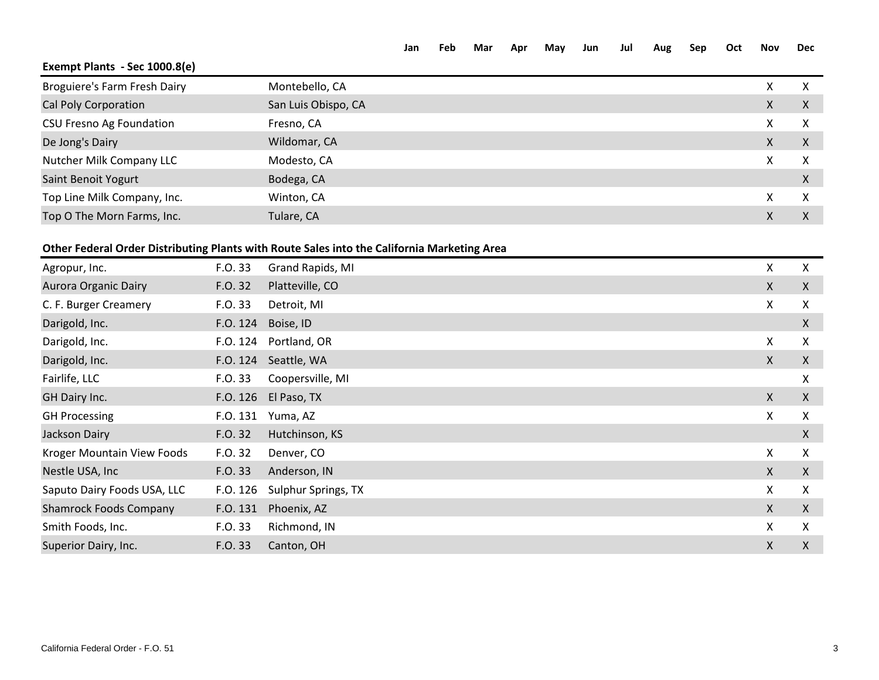| | | | Jan | Feb | Mar | Apr | May | Jun | Jul | Aug | Sep | Oct | Nov | Dec |
|---|---|---|---|---|---|---|---|---|---|---|---|---|---|---|
| **Exempt Plants - Sec 1000.8(e)** | | | | | | | | | | | | | | |
| Broguiere's Farm Fresh Dairy | | Montebello, CA | | | | | | | | | | | X | X |
| Cal Poly Corporation | | San Luis Obispo, CA | | | | | | | | | | | X | X |
| CSU Fresno Ag Foundation | | Fresno, CA | | | | | | | | | | | X | X |
| De Jong's Dairy | | Wildomar, CA | | | | | | | | | | | X | X |
| Nutcher Milk Company LLC | | Modesto, CA | | | | | | | | | | | X | X |
| Saint Benoit Yogurt | | Bodega, CA | | | | | | | | | | | | X |
| Top Line Milk Company, Inc. | | Winton, CA | | | | | | | | | | | X | X |
| Top O The Morn Farms, Inc. | | Tulare, CA | | | | | | | | | | | X | X |
| **Other Federal Order Distributing Plants with Route Sales into the California Marketing Area** | | | | | | | | | | | | | | |
| Agropur, Inc. | F.O. 33 | Grand Rapids, MI | | | | | | | | | | | X | X |
| Aurora Organic Dairy | F.O. 32 | Platteville, CO | | | | | | | | | | | X | X |
| C. F. Burger Creamery | F.O. 33 | Detroit, MI | | | | | | | | | | | X | X |
| Darigold, Inc. | F.O. 124 | Boise, ID | | | | | | | | | | | | X |
| Darigold, Inc. | F.O. 124 | Portland, OR | | | | | | | | | | | X | X |
| Darigold, Inc. | F.O. 124 | Seattle, WA | | | | | | | | | | | X | X |
| Fairlife, LLC | F.O. 33 | Coopersville, MI | | | | | | | | | | | | X |
| GH Dairy Inc. | F.O. 126 | El Paso, TX | | | | | | | | | | | X | X |
| GH Processing | F.O. 131 | Yuma, AZ | | | | | | | | | | | X | X |
| Jackson Dairy | F.O. 32 | Hutchinson, KS | | | | | | | | | | | | X |
| Kroger Mountain View Foods | F.O. 32 | Denver, CO | | | | | | | | | | | X | X |
| Nestle USA, Inc | F.O. 33 | Anderson, IN | | | | | | | | | | | X | X |
| Saputo Dairy Foods USA, LLC | F.O. 126 | Sulphur Springs, TX | | | | | | | | | | | X | X |
| Shamrock Foods Company | F.O. 131 | Phoenix, AZ | | | | | | | | | | | X | X |
| Smith Foods, Inc. | F.O. 33 | Richmond, IN | | | | | | | | | | | X | X |
| Superior Dairy, Inc. | F.O. 33 | Canton, OH | | | | | | | | | | | X | X |